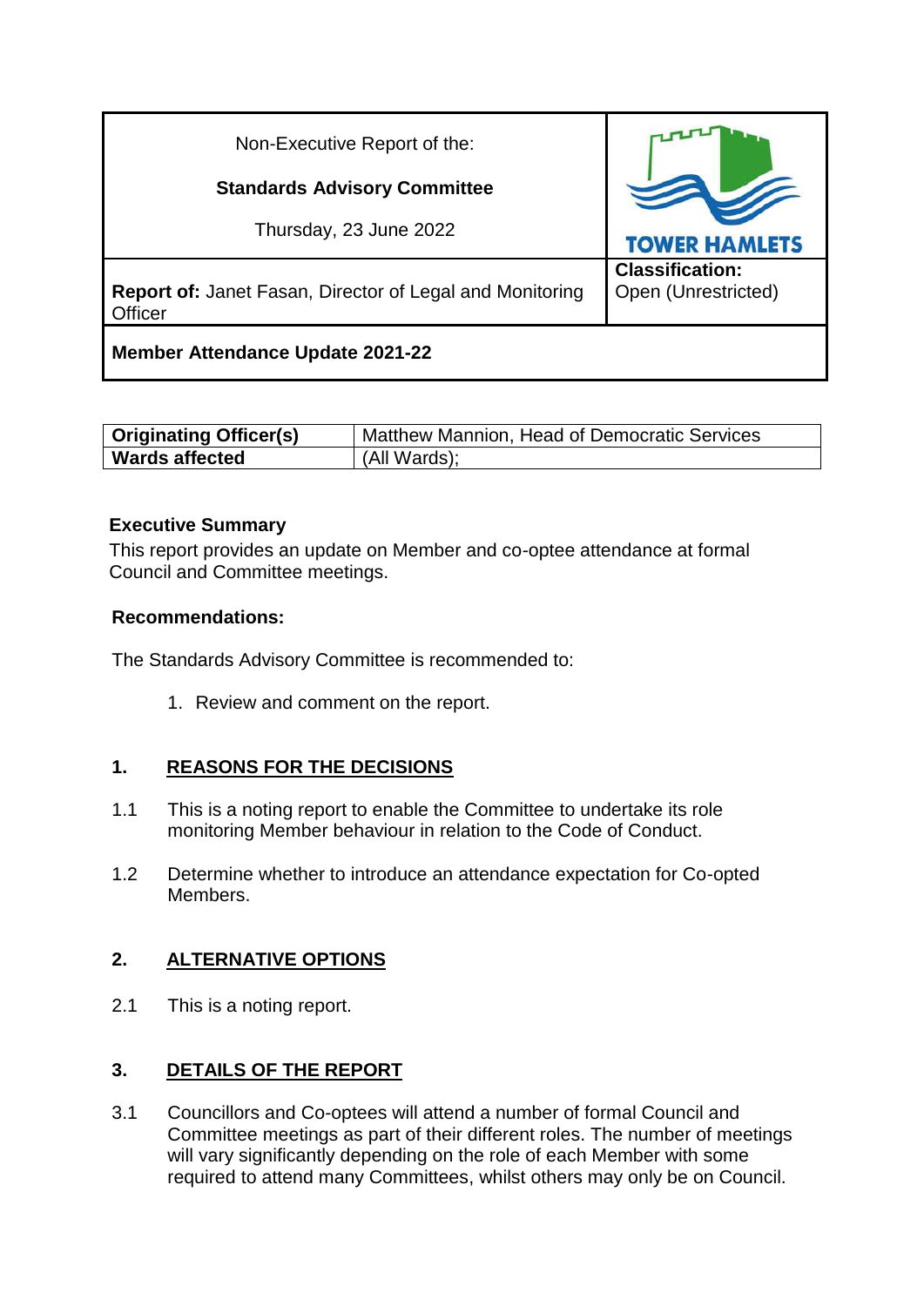| | |
|---|---|
| Non-Executive Report of the:<br>**Standards Advisory Committee**<br>Thursday, 23 June 2022 | TOWER HAMLETS |
| **Report of:** Janet Fasan, Director of Legal and Monitoring Officer | **Classification:**<br>Open (Unrestricted) |
| **Member Attendance Update 2021-22** | |

| | |
|---|---|
| **Originating Officer(s)** | Matthew Mannion, Head of Democratic Services |
| **Wards affected** | (All Wards); |

**Executive Summary**

This report provides an update on Member and co-optee attendance at formal Council and Committee meetings.

**Recommendations:**

The Standards Advisory Committee is recommended to:

1. Review and comment on the report.

## 1. REASONS FOR THE DECISIONS

1.1 This is a noting report to enable the Committee to undertake its role monitoring Member behaviour in relation to the Code of Conduct.

1.2 Determine whether to introduce an attendance expectation for Co-opted Members.

## 2. ALTERNATIVE OPTIONS

2.1 This is a noting report.

## 3. DETAILS OF THE REPORT

3.1 Councillors and Co-optees will attend a number of formal Council and Committee meetings as part of their different roles. The number of meetings will vary significantly depending on the role of each Member with some required to attend many Committees, whilst others may only be on Council.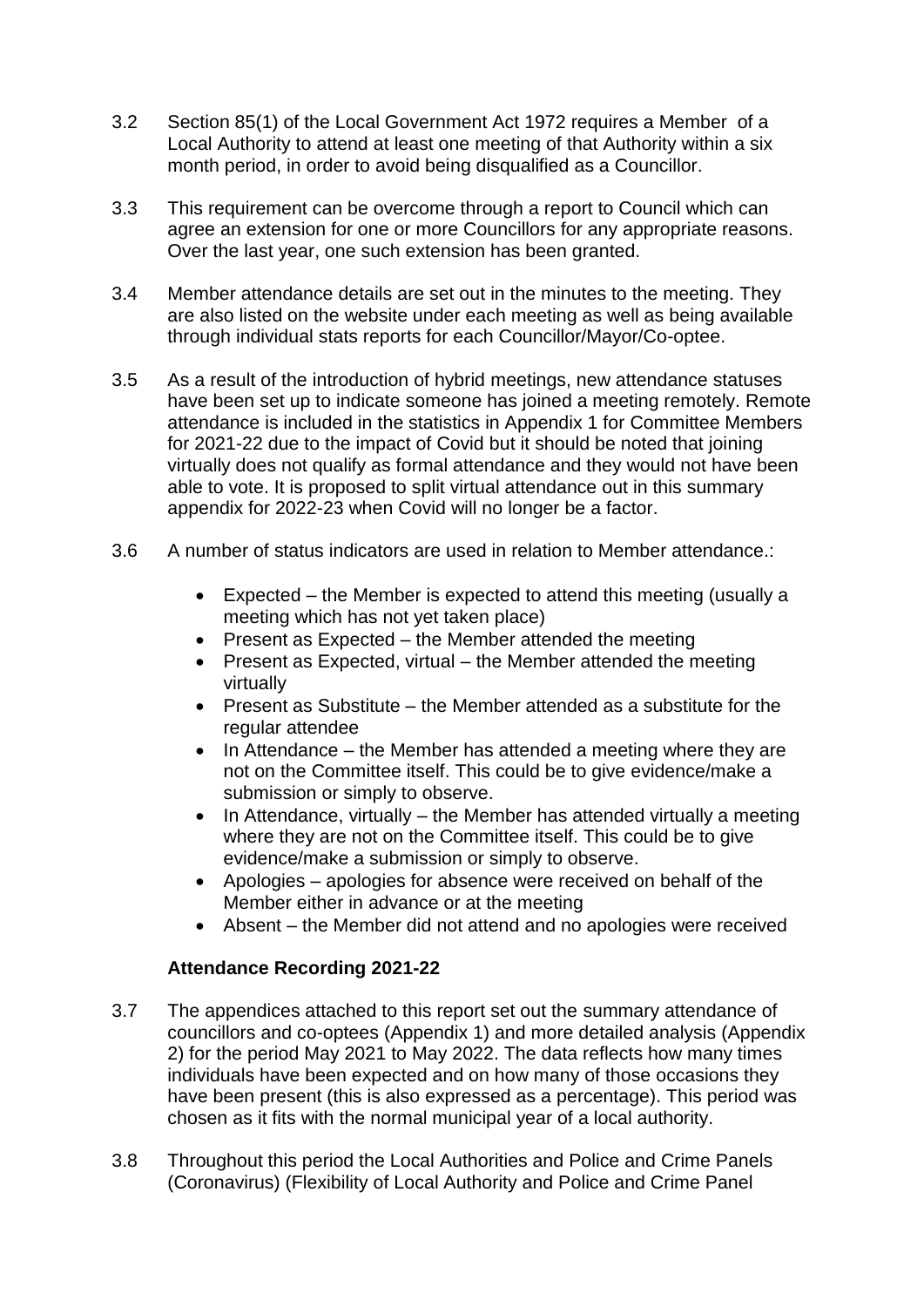3.2 Section 85(1) of the Local Government Act 1972 requires a Member of a Local Authority to attend at least one meeting of that Authority within a six month period, in order to avoid being disqualified as a Councillor.

3.3 This requirement can be overcome through a report to Council which can agree an extension for one or more Councillors for any appropriate reasons. Over the last year, one such extension has been granted.

3.4 Member attendance details are set out in the minutes to the meeting. They are also listed on the website under each meeting as well as being available through individual stats reports for each Councillor/Mayor/Co-optee.

3.5 As a result of the introduction of hybrid meetings, new attendance statuses have been set up to indicate someone has joined a meeting remotely. Remote attendance is included in the statistics in Appendix 1 for Committee Members for 2021-22 due to the impact of Covid but it should be noted that joining virtually does not qualify as formal attendance and they would not have been able to vote. It is proposed to split virtual attendance out in this summary appendix for 2022-23 when Covid will no longer be a factor.

3.6 A number of status indicators are used in relation to Member attendance.:

- Expected – the Member is expected to attend this meeting (usually a meeting which has not yet taken place)
- Present as Expected – the Member attended the meeting
- Present as Expected, virtual – the Member attended the meeting virtually
- Present as Substitute – the Member attended as a substitute for the regular attendee
- In Attendance – the Member has attended a meeting where they are not on the Committee itself. This could be to give evidence/make a submission or simply to observe.
- In Attendance, virtually – the Member has attended virtually a meeting where they are not on the Committee itself. This could be to give evidence/make a submission or simply to observe.
- Apologies – apologies for absence were received on behalf of the Member either in advance or at the meeting
- Absent – the Member did not attend and no apologies were received

**Attendance Recording 2021-22**

3.7 The appendices attached to this report set out the summary attendance of councillors and co-optees (Appendix 1) and more detailed analysis (Appendix 2) for the period May 2021 to May 2022. The data reflects how many times individuals have been expected and on how many of those occasions they have been present (this is also expressed as a percentage). This period was chosen as it fits with the normal municipal year of a local authority.

3.8 Throughout this period the Local Authorities and Police and Crime Panels (Coronavirus) (Flexibility of Local Authority and Police and Crime Panel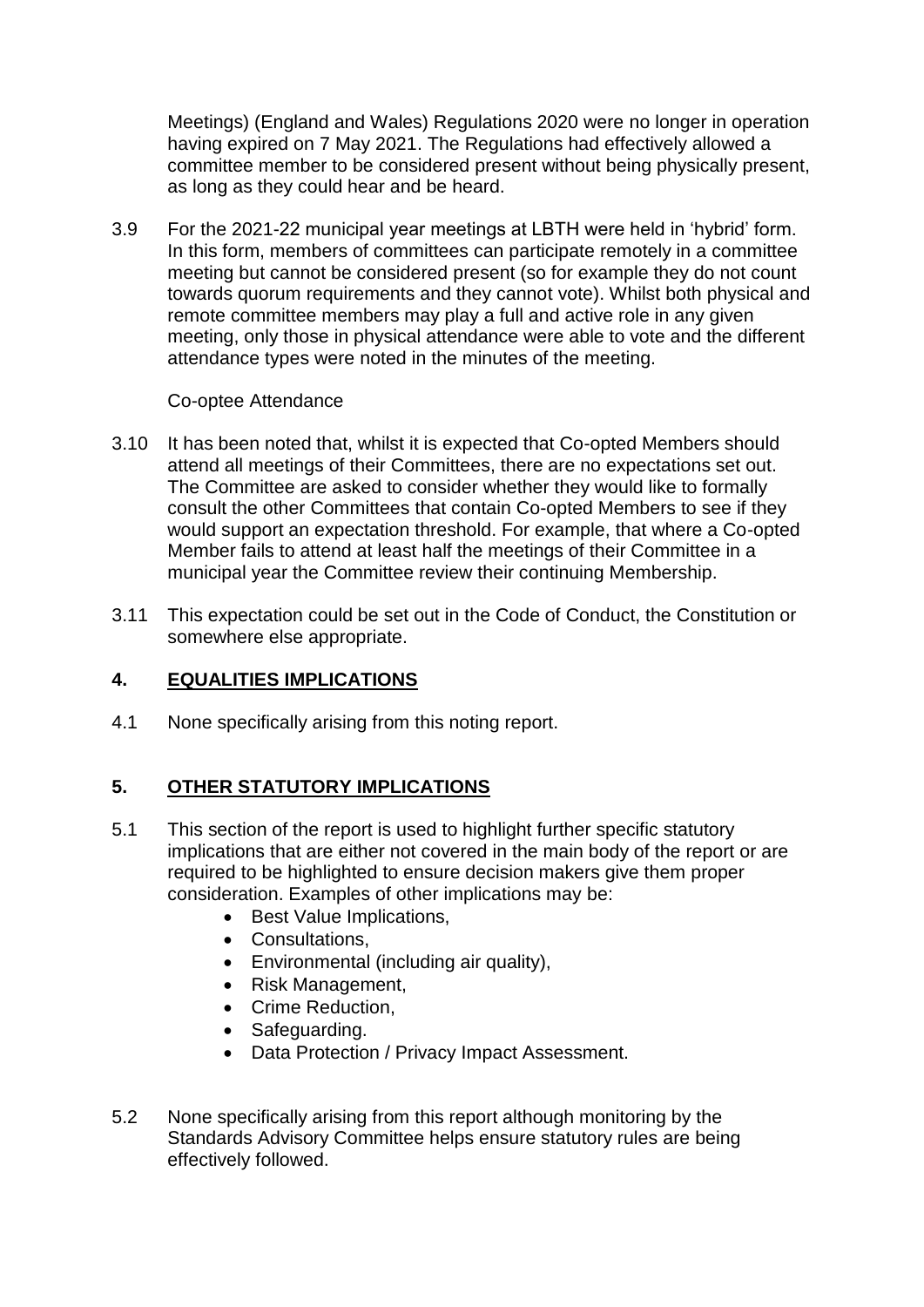Meetings) (England and Wales) Regulations 2020 were no longer in operation having expired on 7 May 2021. The Regulations had effectively allowed a committee member to be considered present without being physically present, as long as they could hear and be heard.

3.9 For the 2021-22 municipal year meetings at LBTH were held in 'hybrid' form. In this form, members of committees can participate remotely in a committee meeting but cannot be considered present (so for example they do not count towards quorum requirements and they cannot vote). Whilst both physical and remote committee members may play a full and active role in any given meeting, only those in physical attendance were able to vote and the different attendance types were noted in the minutes of the meeting.

Co-optee Attendance

3.10 It has been noted that, whilst it is expected that Co-opted Members should attend all meetings of their Committees, there are no expectations set out. The Committee are asked to consider whether they would like to formally consult the other Committees that contain Co-opted Members to see if they would support an expectation threshold. For example, that where a Co-opted Member fails to attend at least half the meetings of their Committee in a municipal year the Committee review their continuing Membership.

3.11 This expectation could be set out in the Code of Conduct, the Constitution or somewhere else appropriate.

## 4. EQUALITIES IMPLICATIONS

4.1 None specifically arising from this noting report.

## 5. OTHER STATUTORY IMPLICATIONS

5.1 This section of the report is used to highlight further specific statutory implications that are either not covered in the main body of the report or are required to be highlighted to ensure decision makers give them proper consideration. Examples of other implications may be:

- Best Value Implications,
- Consultations,
- Environmental (including air quality),
- Risk Management,
- Crime Reduction,
- Safeguarding.
- Data Protection / Privacy Impact Assessment.

5.2 None specifically arising from this report although monitoring by the Standards Advisory Committee helps ensure statutory rules are being effectively followed.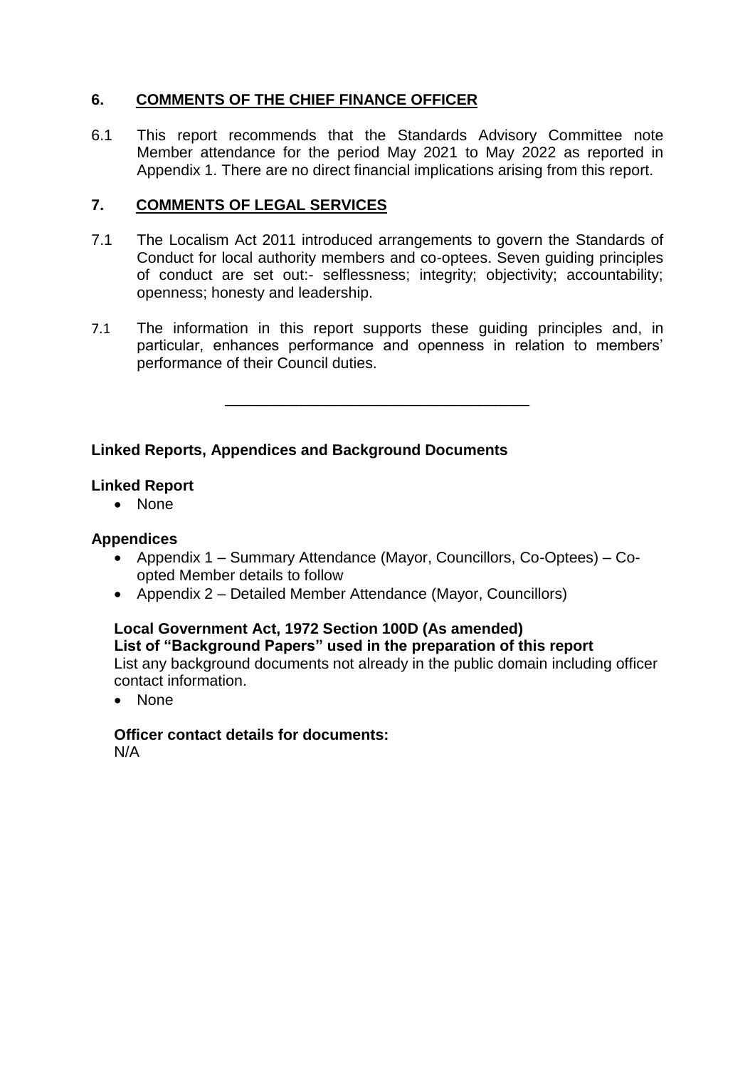## 6. COMMENTS OF THE CHIEF FINANCE OFFICER

6.1 This report recommends that the Standards Advisory Committee note Member attendance for the period May 2021 to May 2022 as reported in Appendix 1. There are no direct financial implications arising from this report.

## 7. COMMENTS OF LEGAL SERVICES

7.1 The Localism Act 2011 introduced arrangements to govern the Standards of Conduct for local authority members and co-optees. Seven guiding principles of conduct are set out:- selflessness; integrity; objectivity; accountability; openness; honesty and leadership.

7.1 The information in this report supports these guiding principles and, in particular, enhances performance and openness in relation to members' performance of their Council duties.

---

**Linked Reports, Appendices and Background Documents**

**Linked Report**

- None

**Appendices**

- Appendix 1 – Summary Attendance (Mayor, Councillors, Co-Optees) – Co-opted Member details to follow
- Appendix 2 – Detailed Member Attendance (Mayor, Councillors)

**Local Government Act, 1972 Section 100D (As amended)**
**List of "Background Papers" used in the preparation of this report**
List any background documents not already in the public domain including officer contact information.

- None

**Officer contact details for documents:**
N/A